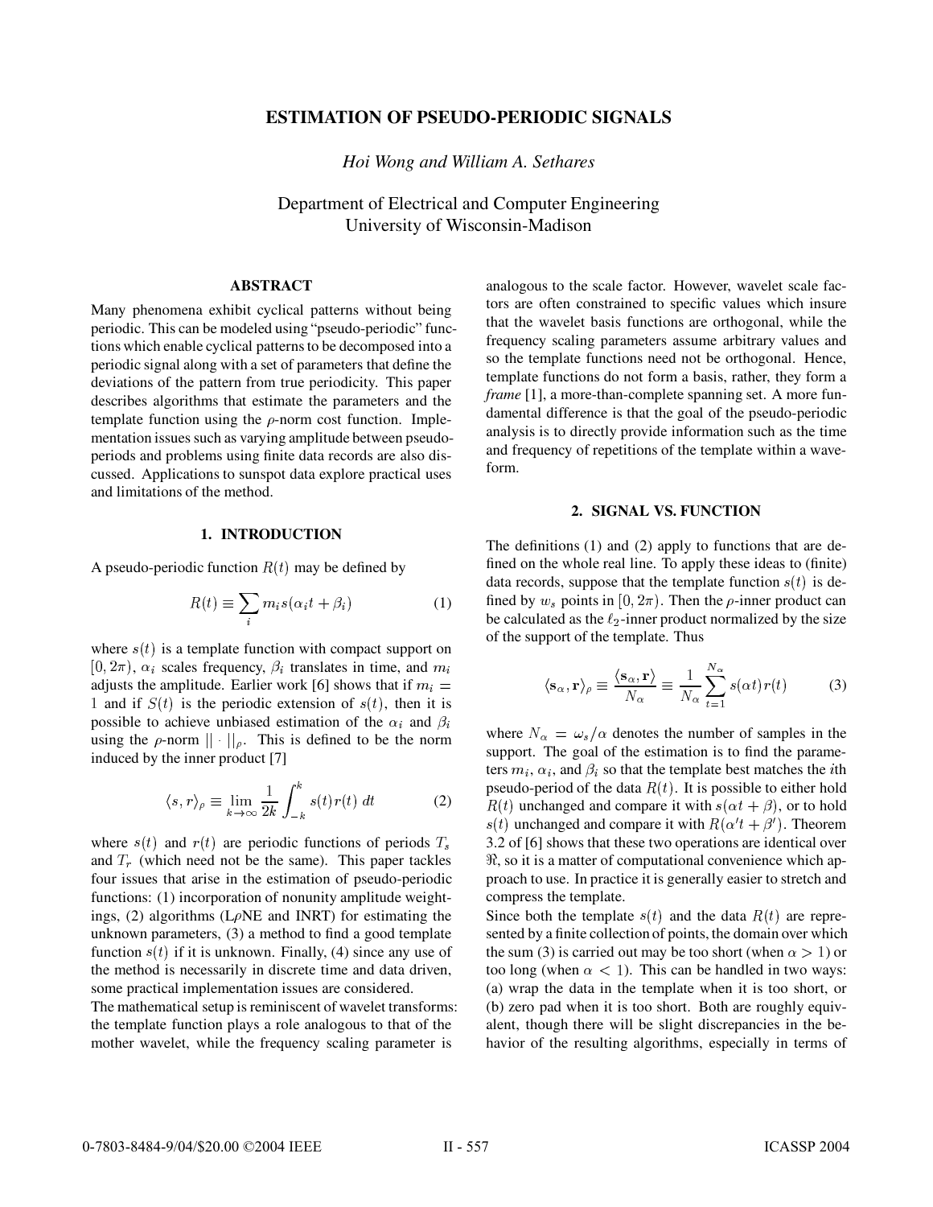# ESTIMATION OF PSEUDO-PERIODIC SIGNALS

*Hoi Wong and William A. Sethares*

Department of Electrical and Computer Engineering
University of Wisconsin-Madison

## ABSTRACT

Many phenomena exhibit cyclical patterns without being periodic. This can be modeled using "pseudo-periodic" functions which enable cyclical patterns to be decomposed into a periodic signal along with a set of parameters that define the deviations of the pattern from true periodicity. This paper describes algorithms that estimate the parameters and the template function using the $\rho$-norm cost function. Implementation issues such as varying amplitude between pseudo-periods and problems using finite data records are also discussed. Applications to sunspot data explore practical uses and limitations of the method.

## 1. INTRODUCTION

A pseudo-periodic function $R(t)$ may be defined by

$$R(t) \equiv \sum_i m_i s(\alpha_i t + \beta_i) \tag{1}$$

where $s(t)$ is a template function with compact support on $[0, 2\pi)$, $\alpha_i$ scales frequency, $\beta_i$ translates in time, and $m_i$ adjusts the amplitude. Earlier work [6] shows that if $m_i = 1$ and if $S(t)$ is the periodic extension of $s(t)$, then it is possible to achieve unbiased estimation of the $\alpha_i$ and $\beta_i$ using the $\rho$-norm $||\cdot||_\rho$. This is defined to be the norm induced by the inner product [7]

$$\langle s, r \rangle_\rho \equiv \lim_{k \to \infty} \frac{1}{2k} \int_{-k}^{k} s(t) r(t) \, dt \tag{2}$$

where $s(t)$ and $r(t)$ are periodic functions of periods $T_s$ and $T_r$ (which need not be the same). This paper tackles four issues that arise in the estimation of pseudo-periodic functions: (1) incorporation of nonunity amplitude weightings, (2) algorithms (L$\rho$NE and INRT) for estimating the unknown parameters, (3) a method to find a good template function $s(t)$ if it is unknown. Finally, (4) since any use of the method is necessarily in discrete time and data driven, some practical implementation issues are considered.

The mathematical setup is reminiscent of wavelet transforms: the template function plays a role analogous to that of the mother wavelet, while the frequency scaling parameter is analogous to the scale factor. However, wavelet scale factors are often constrained to specific values which insure that the wavelet basis functions are orthogonal, while the frequency scaling parameters assume arbitrary values and so the template functions need not be orthogonal. Hence, template functions do not form a basis, rather, they form a *frame* [1], a more-than-complete spanning set. A more fundamental difference is that the goal of the pseudo-periodic analysis is to directly provide information such as the time and frequency of repetitions of the template within a waveform.

## 2. SIGNAL VS. FUNCTION

The definitions (1) and (2) apply to functions that are defined on the whole real line. To apply these ideas to (finite) data records, suppose that the template function $s(t)$ is defined by $w_s$ points in $[0, 2\pi)$. Then the $\rho$-inner product can be calculated as the $\ell_2$-inner product normalized by the size of the support of the template. Thus

$$\langle \mathbf{s}_\alpha, \mathbf{r} \rangle_\rho \equiv \frac{\langle \mathbf{s}_\alpha, \mathbf{r} \rangle}{N_\alpha} \equiv \frac{1}{N_\alpha} \sum_{t=1}^{N_\alpha} s(\alpha t) r(t) \tag{3}$$

where $N_\alpha = \omega_s / \alpha$ denotes the number of samples in the support. The goal of the estimation is to find the parameters $m_i$, $\alpha_i$, and $\beta_i$ so that the template best matches the $i$th pseudo-period of the data $R(t)$. It is possible to either hold $R(t)$ unchanged and compare it with $s(\alpha t + \beta)$, or to hold $s(t)$ unchanged and compare it with $R(\alpha' t + \beta')$. Theorem 3.2 of [6] shows that these two operations are identical over $\Re$, so it is a matter of computational convenience which approach to use. In practice it is generally easier to stretch and compress the template.

Since both the template $s(t)$ and the data $R(t)$ are represented by a finite collection of points, the domain over which the sum (3) is carried out may be too short (when $\alpha > 1$) or too long (when $\alpha < 1$). This can be handled in two ways: (a) wrap the data in the template when it is too short, or (b) zero pad when it is too short. Both are roughly equivalent, though there will be slight discrepancies in the behavior of the resulting algorithms, especially in terms of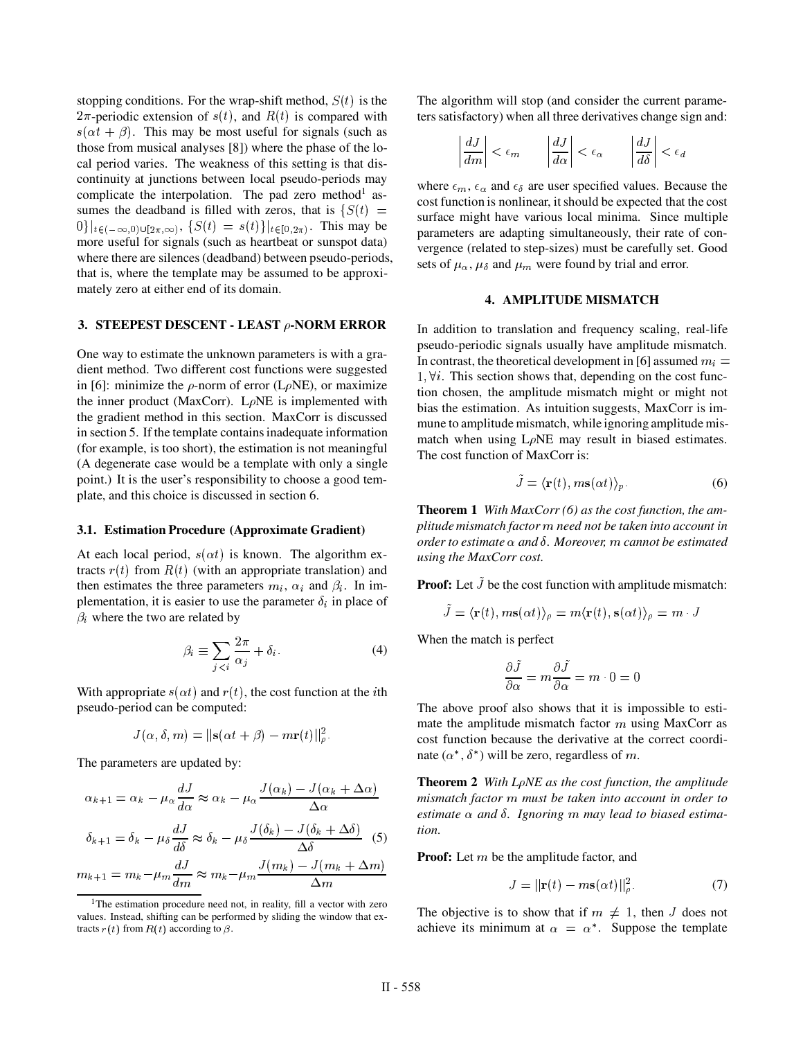stopping conditions. For the wrap-shift method, $S(t)$ is the $2\pi$-periodic extension of $s(t)$, and $R(t)$ is compared with $s(\alpha t + \beta)$. This may be most useful for signals (such as those from musical analyses [8]) where the phase of the local period varies. The weakness of this setting is that discontinuity at junctions between local pseudo-periods may complicate the interpolation. The pad zero method[1] assumes the deadband is filled with zeros, that is $\{S(t) = 0\}|_{t \in (-\infty, 0) \cup [2\pi, \infty)}$, $\{S(t) = s(t)\}|_{t \in [0, 2\pi)}$. This may be more useful for signals (such as heartbeat or sunspot data) where there are silences (deadband) between pseudo-periods, that is, where the template may be assumed to be approximately zero at either end of its domain.

## 3. STEEPEST DESCENT - LEAST $\rho$-NORM ERROR

One way to estimate the unknown parameters is with a gradient method. Two different cost functions were suggested in [6]: minimize the $\rho$-norm of error (L$\rho$NE), or maximize the inner product (MaxCorr). L$\rho$NE is implemented with the gradient method in this section. MaxCorr is discussed in section 5. If the template contains inadequate information (for example, is too short), the estimation is not meaningful (A degenerate case would be a template with only a single point.) It is the user's responsibility to choose a good template, and this choice is discussed in section 6.

### 3.1. Estimation Procedure (Approximate Gradient)

At each local period, $s(\alpha t)$ is known. The algorithm extracts $r(t)$ from $R(t)$ (with an appropriate translation) and then estimates the three parameters $m_i$, $\alpha_i$ and $\beta_i$. In implementation, it is easier to use the parameter $\delta_i$ in place of $\beta_i$ where the two are related by

$$\beta_i \equiv \sum_{j<i} \frac{2\pi}{\alpha_j} + \delta_i. \tag{4}$$

With appropriate $s(\alpha t)$ and $r(t)$, the cost function at the $i$th pseudo-period can be computed:

$$J(\alpha, \delta, m) = ||\mathbf{s}(\alpha t + \beta) - m\mathbf{r}(t)||_\rho^2.$$

The parameters are updated by:

$$\alpha_{k+1} = \alpha_k - \mu_\alpha \frac{dJ}{d\alpha} \approx \alpha_k - \mu_\alpha \frac{J(\alpha_k) - J(\alpha_k + \Delta\alpha)}{\Delta\alpha}$$

$$\delta_{k+1} = \delta_k - \mu_\delta \frac{dJ}{d\delta} \approx \delta_k - \mu_\delta \frac{J(\delta_k) - J(\delta_k + \Delta\delta)}{\Delta\delta} \tag{5}$$

$$m_{k+1} = m_k - \mu_m \frac{dJ}{dm} \approx m_k - \mu_m \frac{J(m_k) - J(m_k + \Delta m)}{\Delta m}$$

[1] The estimation procedure need not, in reality, fill a vector with zero values. Instead, shifting can be performed by sliding the window that extracts $r(t)$ from $R(t)$ according to $\beta$.

The algorithm will stop (and consider the current parameters satisfactory) when all three derivatives change sign and:

$$\left|\frac{dJ}{dm}\right| < \epsilon_m \qquad \left|\frac{dJ}{d\alpha}\right| < \epsilon_\alpha \qquad \left|\frac{dJ}{d\delta}\right| < \epsilon_d$$

where $\epsilon_m$, $\epsilon_\alpha$ and $\epsilon_\delta$ are user specified values. Because the cost function is nonlinear, it should be expected that the cost surface might have various local minima. Since multiple parameters are adapting simultaneously, their rate of convergence (related to step-sizes) must be carefully set. Good sets of $\mu_\alpha$, $\mu_\delta$ and $\mu_m$ were found by trial and error.

## 4. AMPLITUDE MISMATCH

In addition to translation and frequency scaling, real-life pseudo-periodic signals usually have amplitude mismatch. In contrast, the theoretical development in [6] assumed $m_i = 1, \forall i$. This section shows that, depending on the cost function chosen, the amplitude mismatch might or might not bias the estimation. As intuition suggests, MaxCorr is immune to amplitude mismatch, while ignoring amplitude mismatch when using L$\rho$NE may result in biased estimates. The cost function of MaxCorr is:

$$\tilde{J} = \langle \mathbf{r}(t), m\mathbf{s}(\alpha t) \rangle_\rho. \tag{6}$$

**Theorem 1** *With MaxCorr (6) as the cost function, the amplitude mismatch factor $m$ need not be taken into account in order to estimate $\alpha$ and $\delta$. Moreover, $m$ cannot be estimated using the MaxCorr cost.*

**Proof:** Let $\tilde{J}$ be the cost function with amplitude mismatch:

$$\tilde{J} = \langle \mathbf{r}(t), m\mathbf{s}(\alpha t) \rangle_\rho = m \langle \mathbf{r}(t), \mathbf{s}(\alpha t) \rangle_\rho = m \cdot J$$

When the match is perfect

$$\frac{\partial \tilde{J}}{\partial \alpha} = m \frac{\partial \tilde{J}}{\partial \alpha} = m \cdot 0 = 0$$

The above proof also shows that it is impossible to estimate the amplitude mismatch factor $m$ using MaxCorr as cost function because the derivative at the correct coordinate $(\alpha^*, \delta^*)$ will be zero, regardless of $m$.

**Theorem 2** *With L$\rho$NE as the cost function, the amplitude mismatch factor $m$ must be taken into account in order to estimate $\alpha$ and $\delta$. Ignoring $m$ may lead to biased estimation.*

**Proof:** Let $m$ be the amplitude factor, and

$$J = ||\mathbf{r}(t) - m\mathbf{s}(\alpha t)||_\rho^2. \tag{7}$$

The objective is to show that if $m \neq 1$, then $J$ does not achieve its minimum at $\alpha = \alpha^*$. Suppose the template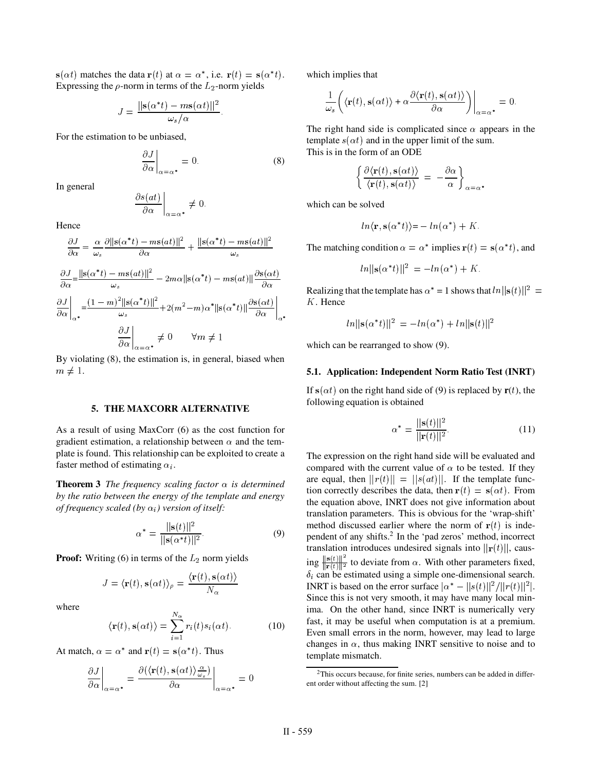$\mathbf{s}(\alpha t)$ matches the data $\mathbf{r}(t)$ at $\alpha = \alpha^*$, i.e. $\mathbf{r}(t) = \mathbf{s}(\alpha^* t)$. Expressing the $\rho$-norm in terms of the $L_2$-norm yields

$$J = \frac{||\mathbf{s}(\alpha^* t) - m\mathbf{s}(\alpha t)||^2}{\omega_s/\alpha}.$$

For the estimation to be unbiased,

$$\left.\frac{\partial J}{\partial \alpha}\right|_{\alpha=\alpha^*} = 0. \tag{8}$$

In general

$$\left.\frac{\partial s(at)}{\partial \alpha}\right|_{\alpha=\alpha^*} \neq 0.$$

Hence

$$\frac{\partial J}{\partial \alpha} = \frac{\alpha}{\omega_s}\frac{\partial ||\mathbf{s}(\alpha^* t) - m\mathbf{s}(at)||^2}{\partial \alpha} + \frac{||\mathbf{s}(\alpha^* t) - m\mathbf{s}(at)||^2}{\omega_s}$$

$$\frac{\partial J}{\partial \alpha} = \frac{||\mathbf{s}(\alpha^* t) - m\mathbf{s}(at)||^2}{\omega_s} - 2m\alpha ||\mathbf{s}(\alpha^* t) - m\mathbf{s}(at)|| \frac{\partial \mathbf{s}(\alpha t)}{\partial \alpha}$$

$$\left.\frac{\partial J}{\partial \alpha}\right|_{\alpha^*} = \frac{(1-m)^2 ||\mathbf{s}(\alpha^* t)||^2}{\omega_s} + 2(m^2 - m)\alpha^* ||\mathbf{s}(\alpha^* t)|| \left.\frac{\partial \mathbf{s}(\alpha t)}{\partial \alpha}\right|_{\alpha^*}$$

$$\left.\frac{\partial J}{\partial \alpha}\right|_{\alpha=\alpha^*} \neq 0 \qquad \forall m \neq 1$$

By violating (8), the estimation is, in general, biased when $m \neq 1$.

## 5. THE MAXCORR ALTERNATIVE

As a result of using MaxCorr (6) as the cost function for gradient estimation, a relationship between $\alpha$ and the template is found. This relationship can be exploited to create a faster method of estimating $\alpha_i$.

**Theorem 3** *The frequency scaling factor $\alpha$ is determined by the ratio between the energy of the template and energy of frequency scaled (by $\alpha_i$) version of itself:*

$$\alpha^* = \frac{||\mathbf{s}(t)||^2}{||\mathbf{s}(\alpha^* t)||^2}. \tag{9}$$

**Proof:** Writing (6) in terms of the $L_2$ norm yields

$$J = \langle \mathbf{r}(t), \mathbf{s}(\alpha t)\rangle_\rho = \frac{\langle \mathbf{r}(t), \mathbf{s}(\alpha t)\rangle}{N_\alpha}$$

where

$$\langle \mathbf{r}(t), \mathbf{s}(\alpha t)\rangle = \sum_{i=1}^{N_\alpha} r_i(t) s_i(\alpha t). \tag{10}$$

At match, $\alpha = \alpha^*$ and $\mathbf{r}(t) = \mathbf{s}(\alpha^* t)$. Thus

$$\left.\frac{\partial J}{\partial \alpha}\right|_{\alpha=\alpha^*} = \left.\frac{\partial(\langle \mathbf{r}(t), \mathbf{s}(\alpha t)\rangle \frac{\alpha}{\omega_s})}{\partial \alpha}\right|_{\alpha=\alpha^*} = 0$$

which implies that

$$\frac{1}{\omega_s}\left(\langle \mathbf{r}(t), \mathbf{s}(\alpha t)\rangle + \alpha \frac{\partial \langle \mathbf{r}(t), \mathbf{s}(\alpha t)\rangle}{\partial \alpha}\right)\bigg|_{\alpha=\alpha^*} = 0.$$

The right hand side is complicated since $\alpha$ appears in the template $s(\alpha t)$ and in the upper limit of the sum.
This is in the form of an ODE

$$\left\{ \frac{\partial \langle \mathbf{r}(t), \mathbf{s}(\alpha t)\rangle}{\langle \mathbf{r}(t), \mathbf{s}(\alpha t)\rangle} = -\frac{\partial \alpha}{\alpha} \right\}_{\alpha=\alpha^*}$$

which can be solved

$$ln\langle \mathbf{r}, \mathbf{s}(\alpha^* t)\rangle = -ln(\alpha^*) + K.$$

The matching condition $\alpha = \alpha^*$ implies $\mathbf{r}(t) = \mathbf{s}(\alpha^* t)$, and

$$ln||\mathbf{s}(\alpha^* t)||^2 = -ln(\alpha^*) + K.$$

Realizing that the template has $\alpha^* = 1$ shows that $ln||\mathbf{s}(t)||^2 = K$. Hence

$$ln||\mathbf{s}(\alpha^* t)||^2 = -ln(\alpha^*) + ln||\mathbf{s}(t)||^2$$

which can be rearranged to show (9).

### 5.1. Application: Independent Norm Ratio Test (INRT)

If $\mathbf{s}(\alpha t)$ on the right hand side of (9) is replaced by $\mathbf{r}(t)$, the following equation is obtained

$$\alpha^* = \frac{||\mathbf{s}(t)||^2}{||\mathbf{r}(t)||^2}. \tag{11}$$

The expression on the right hand side will be evaluated and compared with the current value of $\alpha$ to be tested. If they are equal, then $||r(t)|| = ||s(at)||$. If the template function correctly describes the data, then $\mathbf{r}(t) = \mathbf{s}(\alpha t)$. From the equation above, INRT does not give information about translation parameters. This is obvious for the 'wrap-shift' method discussed earlier where the norm of $\mathbf{r}(t)$ is independent of any shifts.[2] In the 'pad zeros' method, incorrect translation introduces undesired signals into $||\mathbf{r}(t)||$, causing $\frac{||\mathbf{s}(t)||^2}{||\mathbf{r}(t)||^2}$ to deviate from $\alpha$. With other parameters fixed, $\delta_i$ can be estimated using a simple one-dimensional search. INRT is based on the error surface $|\alpha^* - ||s(t)||^2/||r(t)||^2|$. Since this is not very smooth, it may have many local minima. On the other hand, since INRT is numerically very fast, it may be useful when computation is at a premium. Even small errors in the norm, however, may lead to large changes in $\alpha$, thus making INRT sensitive to noise and to template mismatch.

[2] This occurs because, for finite series, numbers can be added in different order without affecting the sum. [2]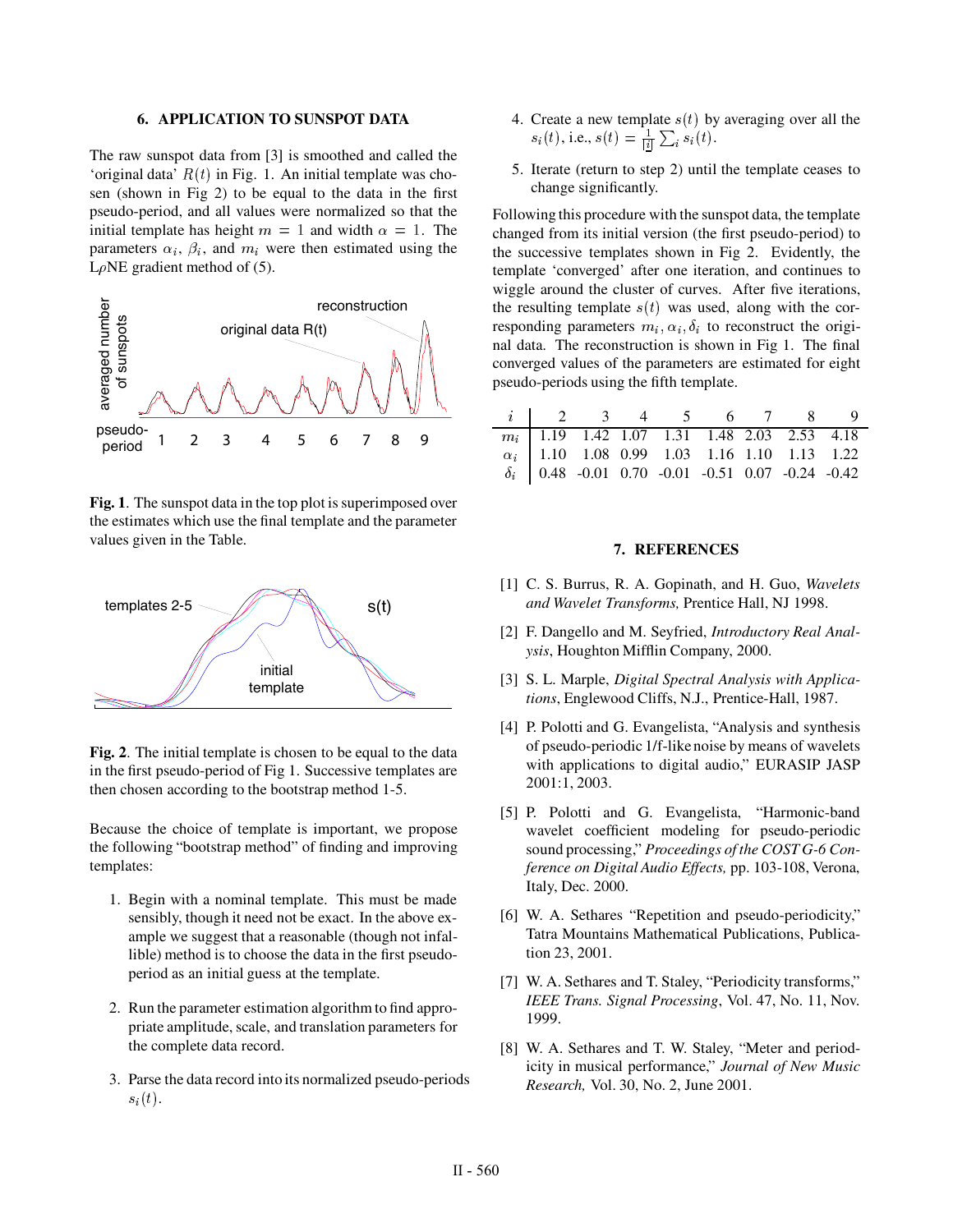## 6. APPLICATION TO SUNSPOT DATA

The raw sunspot data from [3] is smoothed and called the 'original data' $R(t)$ in Fig. 1. An initial template was chosen (shown in Fig 2) to be equal to the data in the first pseudo-period, and all values were normalized so that the initial template has height $m = 1$ and width $\alpha = 1$. The parameters $\alpha_i$, $\beta_i$, and $m_i$ were then estimated using the L$\rho$NE gradient method of (5).

averaged number of sunspots

reconstruction

original data R(t)

pseudo-period 1 2 3 4 5 6 7 8 9

**Fig. 1**. The sunspot data in the top plot is superimposed over the estimates which use the final template and the parameter values given in the Table.

templates 2-5

s(t)

initial template

**Fig. 2**. The initial template is chosen to be equal to the data in the first pseudo-period of Fig 1. Successive templates are then chosen according to the bootstrap method 1-5.

Because the choice of template is important, we propose the following "bootstrap method" of finding and improving templates:

1. Begin with a nominal template. This must be made sensibly, though it need not be exact. In the above example we suggest that a reasonable (though not infallible) method is to choose the data in the first pseudo-period as an initial guess at the template.

2. Run the parameter estimation algorithm to find appropriate amplitude, scale, and translation parameters for the complete data record.

3. Parse the data record into its normalized pseudo-periods $s_i(t)$.

4. Create a new template $s(t)$ by averaging over all the $s_i(t)$, i.e., $s(t) = \frac{1}{|i|}\sum_i s_i(t)$.

5. Iterate (return to step 2) until the template ceases to change significantly.

Following this procedure with the sunspot data, the template changed from its initial version (the first pseudo-period) to the successive templates shown in Fig 2. Evidently, the template 'converged' after one iteration, and continues to wiggle around the cluster of curves. After five iterations, the resulting template $s(t)$ was used, along with the corresponding parameters $m_i, \alpha_i, \delta_i$ to reconstruct the original data. The reconstruction is shown in Fig 1. The final converged values of the parameters are estimated for eight pseudo-periods using the fifth template.

| $i$ | 2 | 3 | 4 | 5 | 6 | 7 | 8 | 9 |
|---|---|---|---|---|---|---|---|---|
| $m_i$ | 1.19 | 1.42 | 1.07 | 1.31 | 1.48 | 2.03 | 2.53 | 4.18 |
| $\alpha_i$ | 1.10 | 1.08 | 0.99 | 1.03 | 1.16 | 1.10 | 1.13 | 1.22 |
| $\delta_i$ | 0.48 | -0.01 | 0.70 | -0.01 | -0.51 | 0.07 | -0.24 | -0.42 |

## 7. REFERENCES

[1] C. S. Burrus, R. A. Gopinath, and H. Guo, *Wavelets and Wavelet Transforms,* Prentice Hall, NJ 1998.

[2] F. Dangello and M. Seyfried, *Introductory Real Analysis*, Houghton Mifflin Company, 2000.

[3] S. L. Marple, *Digital Spectral Analysis with Applications*, Englewood Cliffs, N.J., Prentice-Hall, 1987.

[4] P. Polotti and G. Evangelista, "Analysis and synthesis of pseudo-periodic 1/f-like noise by means of wavelets with applications to digital audio," EURASIP JASP 2001:1, 2003.

[5] P. Polotti and G. Evangelista, "Harmonic-band wavelet coefficient modeling for pseudo-periodic sound processing," *Proceedings of the COST G-6 Conference on Digital Audio Effects,* pp. 103-108, Verona, Italy, Dec. 2000.

[6] W. A. Sethares "Repetition and pseudo-periodicity," Tatra Mountains Mathematical Publications, Publication 23, 2001.

[7] W. A. Sethares and T. Staley, "Periodicity transforms," *IEEE Trans. Signal Processing*, Vol. 47, No. 11, Nov. 1999.

[8] W. A. Sethares and T. W. Staley, "Meter and periodicity in musical performance," *Journal of New Music Research,* Vol. 30, No. 2, June 2001.